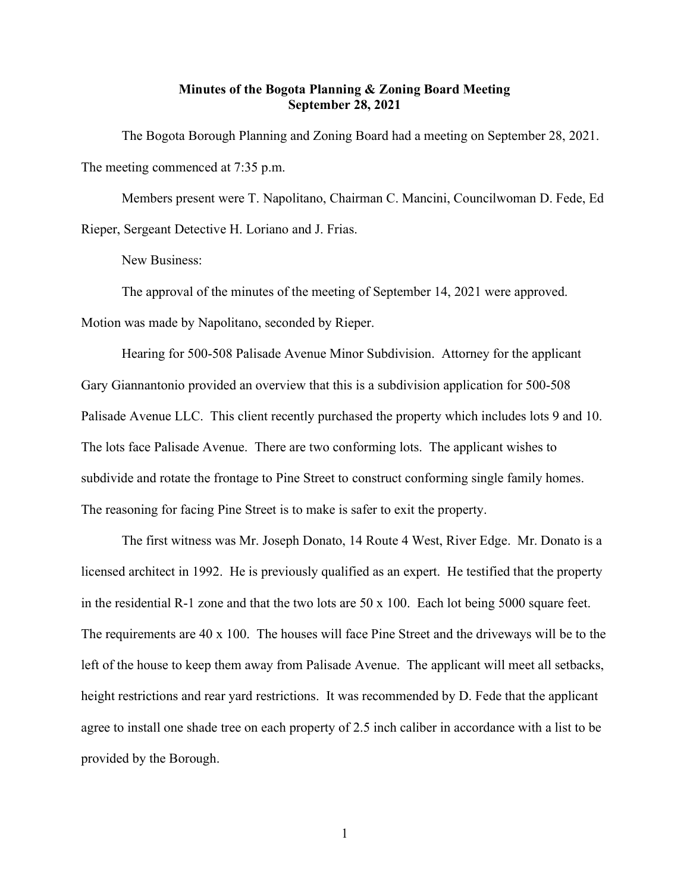**Minutes of the Bogota Planning & Zoning Board Meeting**
**September 28, 2021**

The Bogota Borough Planning and Zoning Board had a meeting on September 28, 2021. The meeting commenced at 7:35 p.m.

Members present were T. Napolitano, Chairman C. Mancini, Councilwoman D. Fede, Ed Rieper, Sergeant Detective H. Loriano and J. Frias.

New Business:

The approval of the minutes of the meeting of September 14, 2021 were approved. Motion was made by Napolitano, seconded by Rieper.

Hearing for 500-508 Palisade Avenue Minor Subdivision. Attorney for the applicant Gary Giannantonio provided an overview that this is a subdivision application for 500-508 Palisade Avenue LLC. This client recently purchased the property which includes lots 9 and 10. The lots face Palisade Avenue. There are two conforming lots. The applicant wishes to subdivide and rotate the frontage to Pine Street to construct conforming single family homes. The reasoning for facing Pine Street is to make is safer to exit the property.

The first witness was Mr. Joseph Donato, 14 Route 4 West, River Edge. Mr. Donato is a licensed architect in 1992. He is previously qualified as an expert. He testified that the property in the residential R-1 zone and that the two lots are 50 x 100. Each lot being 5000 square feet. The requirements are 40 x 100. The houses will face Pine Street and the driveways will be to the left of the house to keep them away from Palisade Avenue. The applicant will meet all setbacks, height restrictions and rear yard restrictions. It was recommended by D. Fede that the applicant agree to install one shade tree on each property of 2.5 inch caliber in accordance with a list to be provided by the Borough.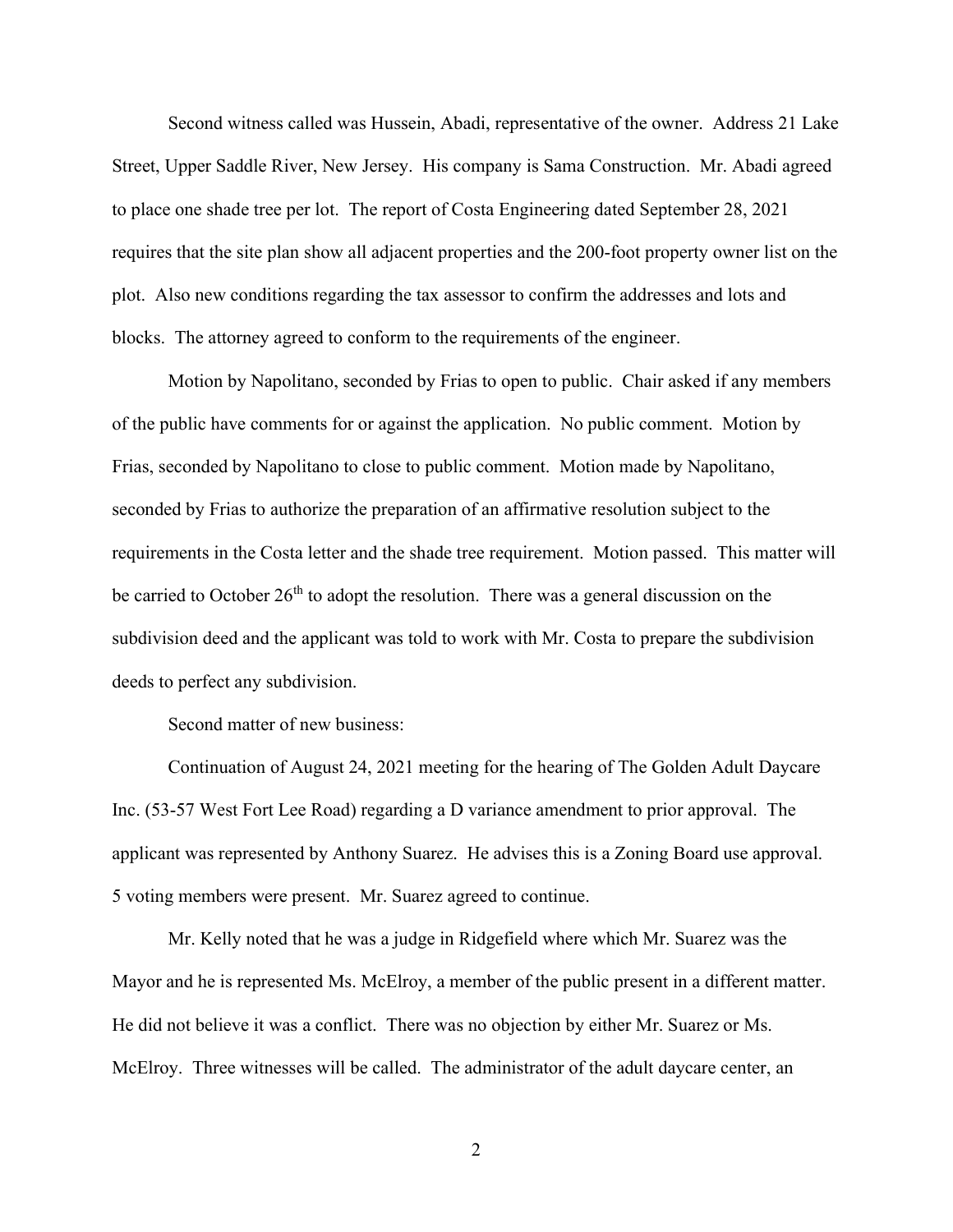Second witness called was Hussein, Abadi, representative of the owner. Address 21 Lake Street, Upper Saddle River, New Jersey. His company is Sama Construction. Mr. Abadi agreed to place one shade tree per lot. The report of Costa Engineering dated September 28, 2021 requires that the site plan show all adjacent properties and the 200-foot property owner list on the plot. Also new conditions regarding the tax assessor to confirm the addresses and lots and blocks. The attorney agreed to conform to the requirements of the engineer.

Motion by Napolitano, seconded by Frias to open to public. Chair asked if any members of the public have comments for or against the application. No public comment. Motion by Frias, seconded by Napolitano to close to public comment. Motion made by Napolitano, seconded by Frias to authorize the preparation of an affirmative resolution subject to the requirements in the Costa letter and the shade tree requirement. Motion passed. This matter will be carried to October 26th to adopt the resolution. There was a general discussion on the subdivision deed and the applicant was told to work with Mr. Costa to prepare the subdivision deeds to perfect any subdivision.

Second matter of new business:

Continuation of August 24, 2021 meeting for the hearing of The Golden Adult Daycare Inc. (53-57 West Fort Lee Road) regarding a D variance amendment to prior approval. The applicant was represented by Anthony Suarez. He advises this is a Zoning Board use approval. 5 voting members were present. Mr. Suarez agreed to continue.

Mr. Kelly noted that he was a judge in Ridgefield where which Mr. Suarez was the Mayor and he is represented Ms. McElroy, a member of the public present in a different matter. He did not believe it was a conflict. There was no objection by either Mr. Suarez or Ms. McElroy. Three witnesses will be called. The administrator of the adult daycare center, an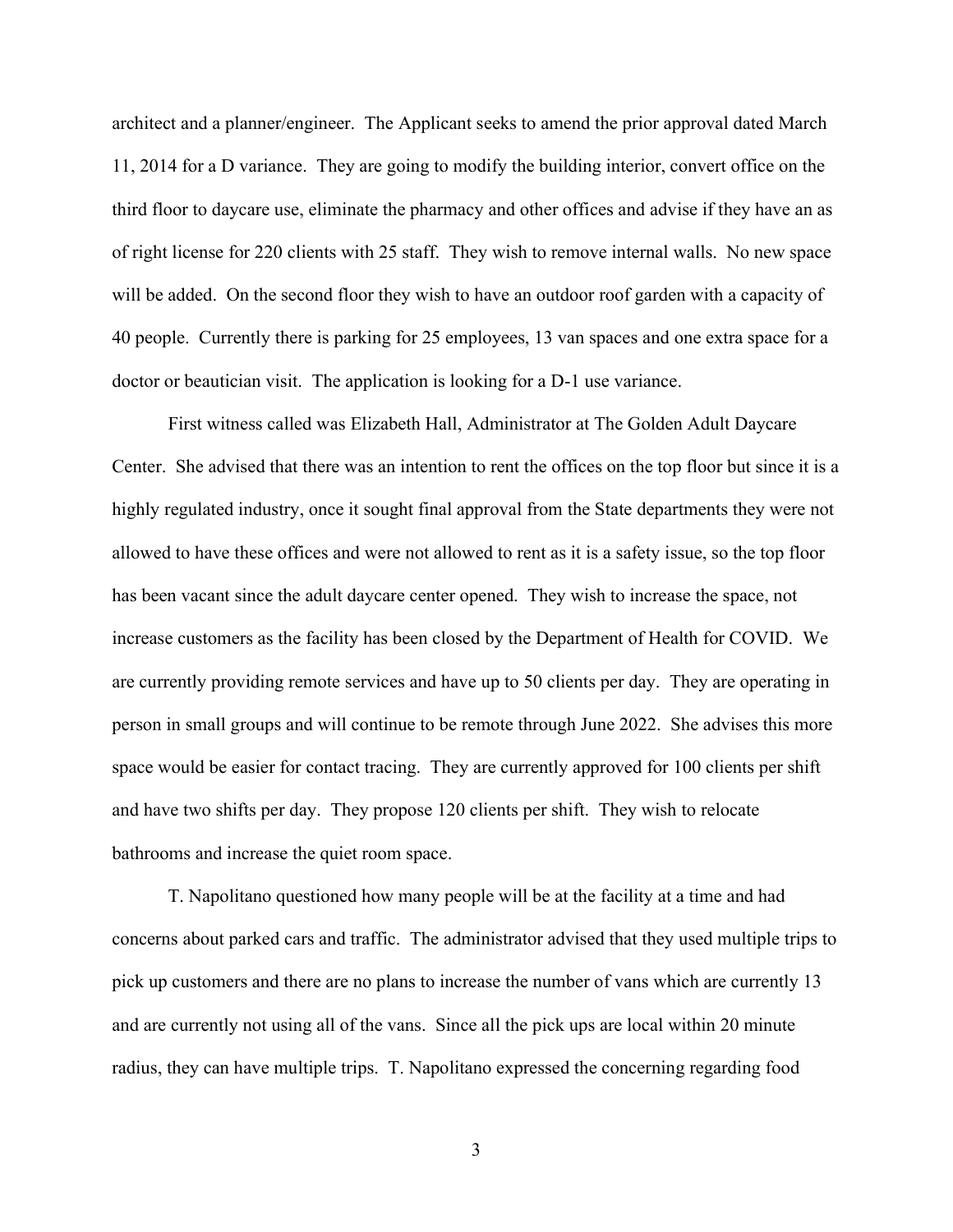architect and a planner/engineer. The Applicant seeks to amend the prior approval dated March 11, 2014 for a D variance. They are going to modify the building interior, convert office on the third floor to daycare use, eliminate the pharmacy and other offices and advise if they have an as of right license for 220 clients with 25 staff. They wish to remove internal walls. No new space will be added. On the second floor they wish to have an outdoor roof garden with a capacity of 40 people. Currently there is parking for 25 employees, 13 van spaces and one extra space for a doctor or beautician visit. The application is looking for a D-1 use variance.

First witness called was Elizabeth Hall, Administrator at The Golden Adult Daycare Center. She advised that there was an intention to rent the offices on the top floor but since it is a highly regulated industry, once it sought final approval from the State departments they were not allowed to have these offices and were not allowed to rent as it is a safety issue, so the top floor has been vacant since the adult daycare center opened. They wish to increase the space, not increase customers as the facility has been closed by the Department of Health for COVID. We are currently providing remote services and have up to 50 clients per day. They are operating in person in small groups and will continue to be remote through June 2022. She advises this more space would be easier for contact tracing. They are currently approved for 100 clients per shift and have two shifts per day. They propose 120 clients per shift. They wish to relocate bathrooms and increase the quiet room space.

T. Napolitano questioned how many people will be at the facility at a time and had concerns about parked cars and traffic. The administrator advised that they used multiple trips to pick up customers and there are no plans to increase the number of vans which are currently 13 and are currently not using all of the vans. Since all the pick ups are local within 20 minute radius, they can have multiple trips. T. Napolitano expressed the concerning regarding food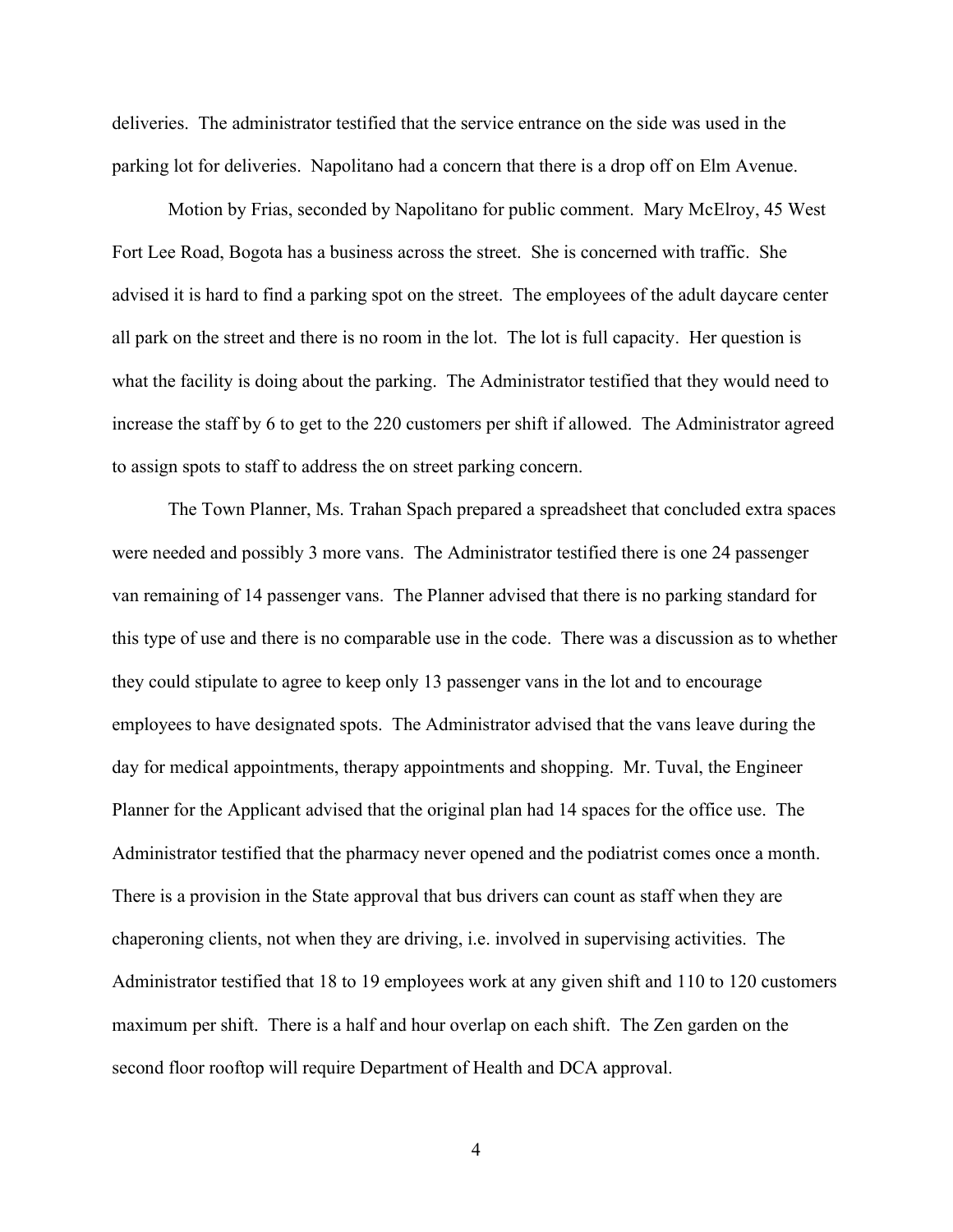deliveries. The administrator testified that the service entrance on the side was used in the parking lot for deliveries. Napolitano had a concern that there is a drop off on Elm Avenue.

Motion by Frias, seconded by Napolitano for public comment. Mary McElroy, 45 West Fort Lee Road, Bogota has a business across the street. She is concerned with traffic. She advised it is hard to find a parking spot on the street. The employees of the adult daycare center all park on the street and there is no room in the lot. The lot is full capacity. Her question is what the facility is doing about the parking. The Administrator testified that they would need to increase the staff by 6 to get to the 220 customers per shift if allowed. The Administrator agreed to assign spots to staff to address the on street parking concern.

The Town Planner, Ms. Trahan Spach prepared a spreadsheet that concluded extra spaces were needed and possibly 3 more vans. The Administrator testified there is one 24 passenger van remaining of 14 passenger vans. The Planner advised that there is no parking standard for this type of use and there is no comparable use in the code. There was a discussion as to whether they could stipulate to agree to keep only 13 passenger vans in the lot and to encourage employees to have designated spots. The Administrator advised that the vans leave during the day for medical appointments, therapy appointments and shopping. Mr. Tuval, the Engineer Planner for the Applicant advised that the original plan had 14 spaces for the office use. The Administrator testified that the pharmacy never opened and the podiatrist comes once a month. There is a provision in the State approval that bus drivers can count as staff when they are chaperoning clients, not when they are driving, i.e. involved in supervising activities. The Administrator testified that 18 to 19 employees work at any given shift and 110 to 120 customers maximum per shift. There is a half and hour overlap on each shift. The Zen garden on the second floor rooftop will require Department of Health and DCA approval.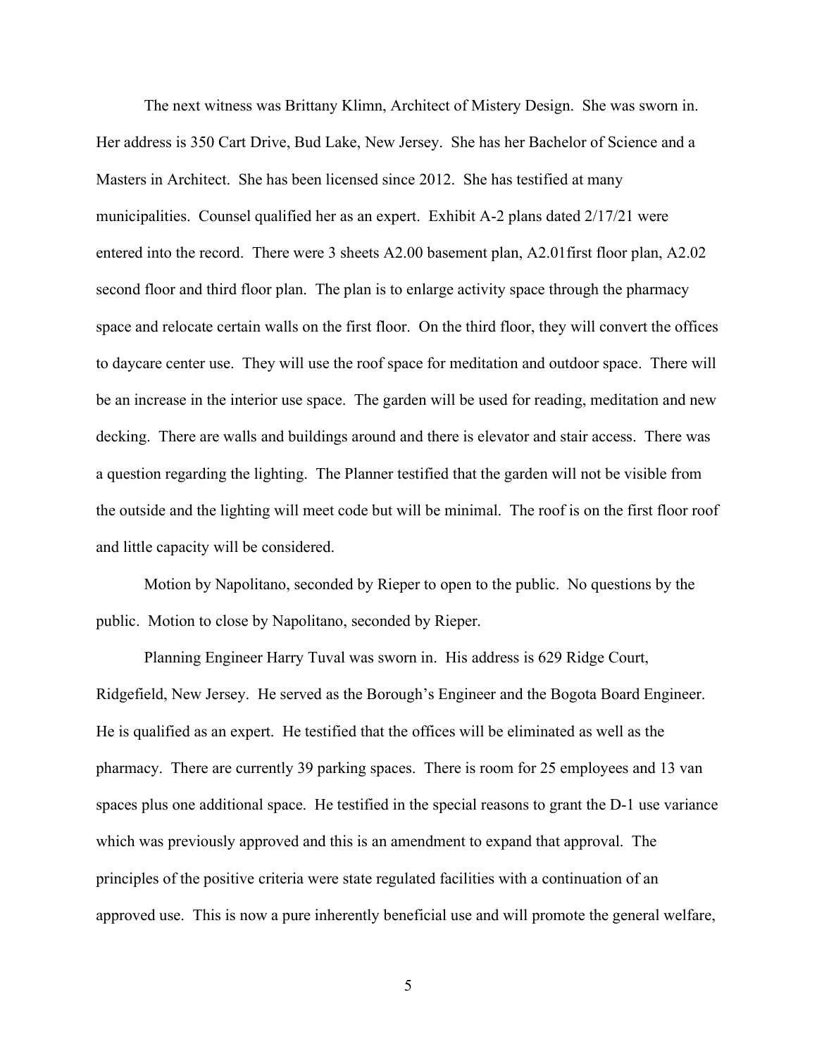The next witness was Brittany Klimn, Architect of Mistery Design. She was sworn in. Her address is 350 Cart Drive, Bud Lake, New Jersey. She has her Bachelor of Science and a Masters in Architect. She has been licensed since 2012. She has testified at many municipalities. Counsel qualified her as an expert. Exhibit A-2 plans dated 2/17/21 were entered into the record. There were 3 sheets A2.00 basement plan, A2.01first floor plan, A2.02 second floor and third floor plan. The plan is to enlarge activity space through the pharmacy space and relocate certain walls on the first floor. On the third floor, they will convert the offices to daycare center use. They will use the roof space for meditation and outdoor space. There will be an increase in the interior use space. The garden will be used for reading, meditation and new decking. There are walls and buildings around and there is elevator and stair access. There was a question regarding the lighting. The Planner testified that the garden will not be visible from the outside and the lighting will meet code but will be minimal. The roof is on the first floor roof and little capacity will be considered.

Motion by Napolitano, seconded by Rieper to open to the public. No questions by the public. Motion to close by Napolitano, seconded by Rieper.

Planning Engineer Harry Tuval was sworn in. His address is 629 Ridge Court, Ridgefield, New Jersey. He served as the Borough's Engineer and the Bogota Board Engineer. He is qualified as an expert. He testified that the offices will be eliminated as well as the pharmacy. There are currently 39 parking spaces. There is room for 25 employees and 13 van spaces plus one additional space. He testified in the special reasons to grant the D-1 use variance which was previously approved and this is an amendment to expand that approval. The principles of the positive criteria were state regulated facilities with a continuation of an approved use. This is now a pure inherently beneficial use and will promote the general welfare,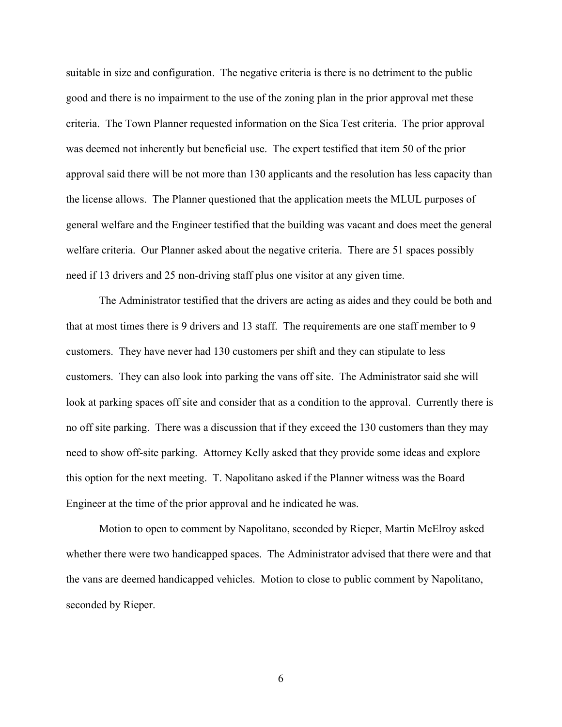suitable in size and configuration. The negative criteria is there is no detriment to the public good and there is no impairment to the use of the zoning plan in the prior approval met these criteria. The Town Planner requested information on the Sica Test criteria. The prior approval was deemed not inherently but beneficial use. The expert testified that item 50 of the prior approval said there will be not more than 130 applicants and the resolution has less capacity than the license allows. The Planner questioned that the application meets the MLUL purposes of general welfare and the Engineer testified that the building was vacant and does meet the general welfare criteria. Our Planner asked about the negative criteria. There are 51 spaces possibly need if 13 drivers and 25 non-driving staff plus one visitor at any given time.

The Administrator testified that the drivers are acting as aides and they could be both and that at most times there is 9 drivers and 13 staff. The requirements are one staff member to 9 customers. They have never had 130 customers per shift and they can stipulate to less customers. They can also look into parking the vans off site. The Administrator said she will look at parking spaces off site and consider that as a condition to the approval. Currently there is no off site parking. There was a discussion that if they exceed the 130 customers than they may need to show off-site parking. Attorney Kelly asked that they provide some ideas and explore this option for the next meeting. T. Napolitano asked if the Planner witness was the Board Engineer at the time of the prior approval and he indicated he was.

Motion to open to comment by Napolitano, seconded by Rieper, Martin McElroy asked whether there were two handicapped spaces. The Administrator advised that there were and that the vans are deemed handicapped vehicles. Motion to close to public comment by Napolitano, seconded by Rieper.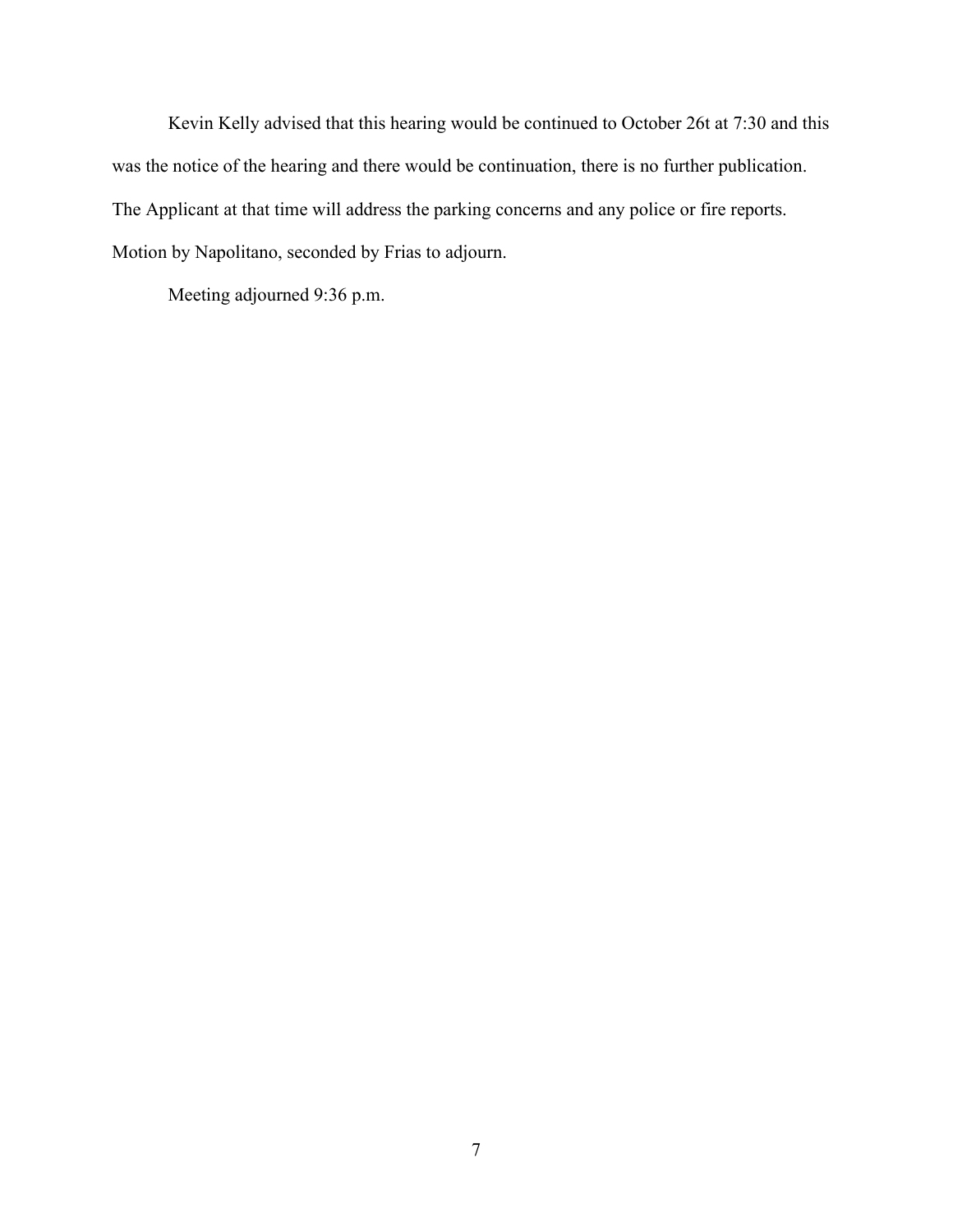Kevin Kelly advised that this hearing would be continued to October 26t at 7:30 and this was the notice of the hearing and there would be continuation, there is no further publication. The Applicant at that time will address the parking concerns and any police or fire reports. Motion by Napolitano, seconded by Frias to adjourn.

Meeting adjourned 9:36 p.m.